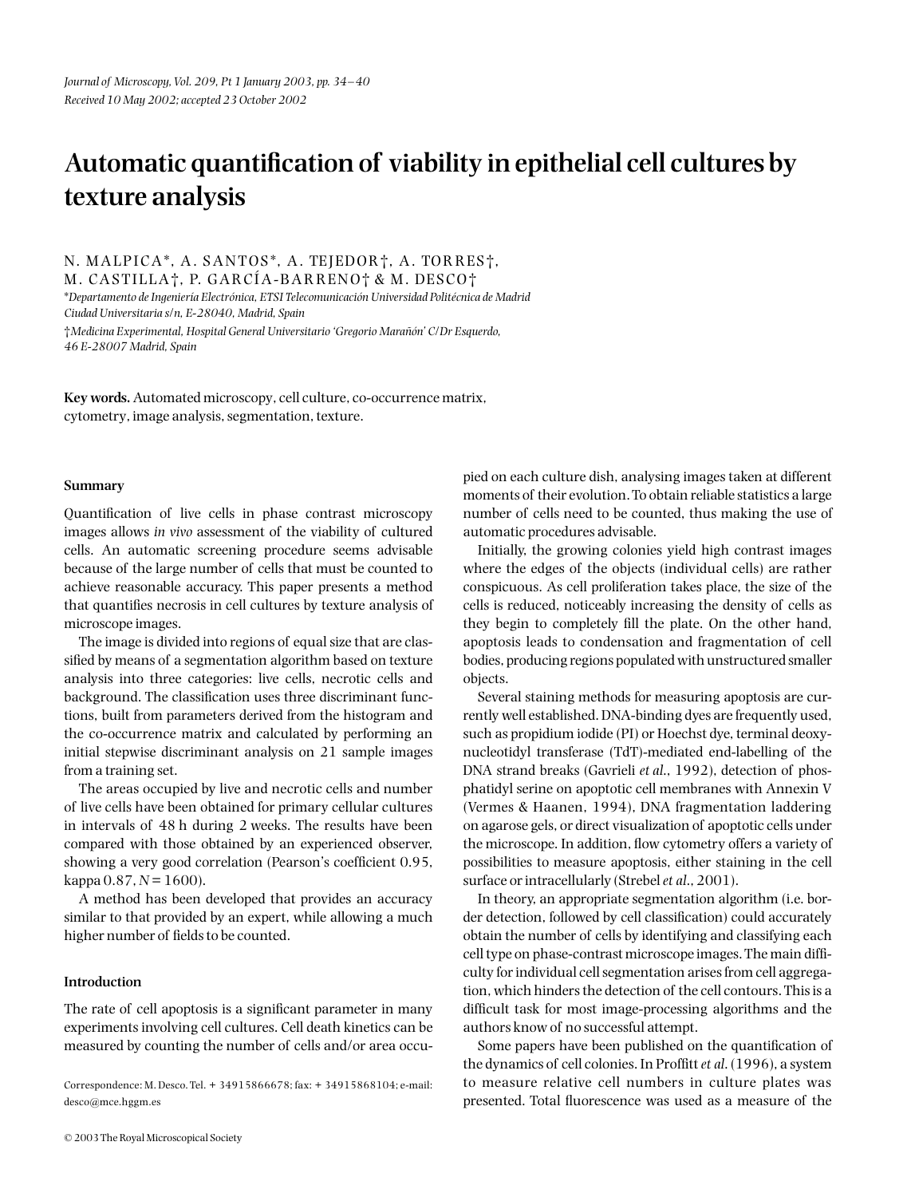Journal of Microscopy, Vol. 209, Pt 1 January 2003, pp. 34–40
Received 10 May 2002; accepted 23 October 2002

# Automatic quantification of viability in epithelial cell cultures by texture analysis

N. MALPICA*, A. SANTOS*, A. TEJEDOR†, A. TORRES†, M. CASTILLA†, P. GARCÍA-BARRENO† & M. DESCO†

*Departamento de Ingeniería Electrónica, ETSI Telecomunicación Universidad Politécnica de Madrid Ciudad Universitaria s/n, E-28040, Madrid, Spain

†Medicina Experimental, Hospital General Universitario 'Gregorio Marañón' C/Dr Esquerdo, 46 E-28007 Madrid, Spain

**Key words.** Automated microscopy, cell culture, co-occurrence matrix, cytometry, image analysis, segmentation, texture.

### Summary

Quantification of live cells in phase contrast microscopy images allows *in vivo* assessment of the viability of cultured cells. An automatic screening procedure seems advisable because of the large number of cells that must be counted to achieve reasonable accuracy. This paper presents a method that quantifies necrosis in cell cultures by texture analysis of microscope images.

The image is divided into regions of equal size that are classified by means of a segmentation algorithm based on texture analysis into three categories: live cells, necrotic cells and background. The classification uses three discriminant functions, built from parameters derived from the histogram and the co-occurrence matrix and calculated by performing an initial stepwise discriminant analysis on 21 sample images from a training set.

The areas occupied by live and necrotic cells and number of live cells have been obtained for primary cellular cultures in intervals of 48 h during 2 weeks. The results have been compared with those obtained by an experienced observer, showing a very good correlation (Pearson's coefficient 0.95, kappa 0.87, $N = 1600$).

A method has been developed that provides an accuracy similar to that provided by an expert, while allowing a much higher number of fields to be counted.

### Introduction

The rate of cell apoptosis is a significant parameter in many experiments involving cell cultures. Cell death kinetics can be measured by counting the number of cells and/or area occupied on each culture dish, analysing images taken at different moments of their evolution. To obtain reliable statistics a large number of cells need to be counted, thus making the use of automatic procedures advisable.

Initially, the growing colonies yield high contrast images where the edges of the objects (individual cells) are rather conspicuous. As cell proliferation takes place, the size of the cells is reduced, noticeably increasing the density of cells as they begin to completely fill the plate. On the other hand, apoptosis leads to condensation and fragmentation of cell bodies, producing regions populated with unstructured smaller objects.

Several staining methods for measuring apoptosis are currently well established. DNA-binding dyes are frequently used, such as propidium iodide (PI) or Hoechst dye, terminal deoxynucleotidyl transferase (TdT)-mediated end-labelling of the DNA strand breaks (Gavrieli *et al.*, 1992), detection of phosphatidyl serine on apoptotic cell membranes with Annexin V (Vermes & Haanen, 1994), DNA fragmentation laddering on agarose gels, or direct visualization of apoptotic cells under the microscope. In addition, flow cytometry offers a variety of possibilities to measure apoptosis, either staining in the cell surface or intracellularly (Strebel *et al.*, 2001).

In theory, an appropriate segmentation algorithm (i.e. border detection, followed by cell classification) could accurately obtain the number of cells by identifying and classifying each cell type on phase-contrast microscope images. The main difficulty for individual cell segmentation arises from cell aggregation, which hinders the detection of the cell contours. This is a difficult task for most image-processing algorithms and the authors know of no successful attempt.

Some papers have been published on the quantification of the dynamics of cell colonies. In Proffitt *et al.* (1996), a system to measure relative cell numbers in culture plates was presented. Total fluorescence was used as a measure of the

Correspondence: M. Desco. Tel. + 34915866678; fax: + 34915868104; e-mail: desco@mce.hggm.es

© 2003 The Royal Microscopical Society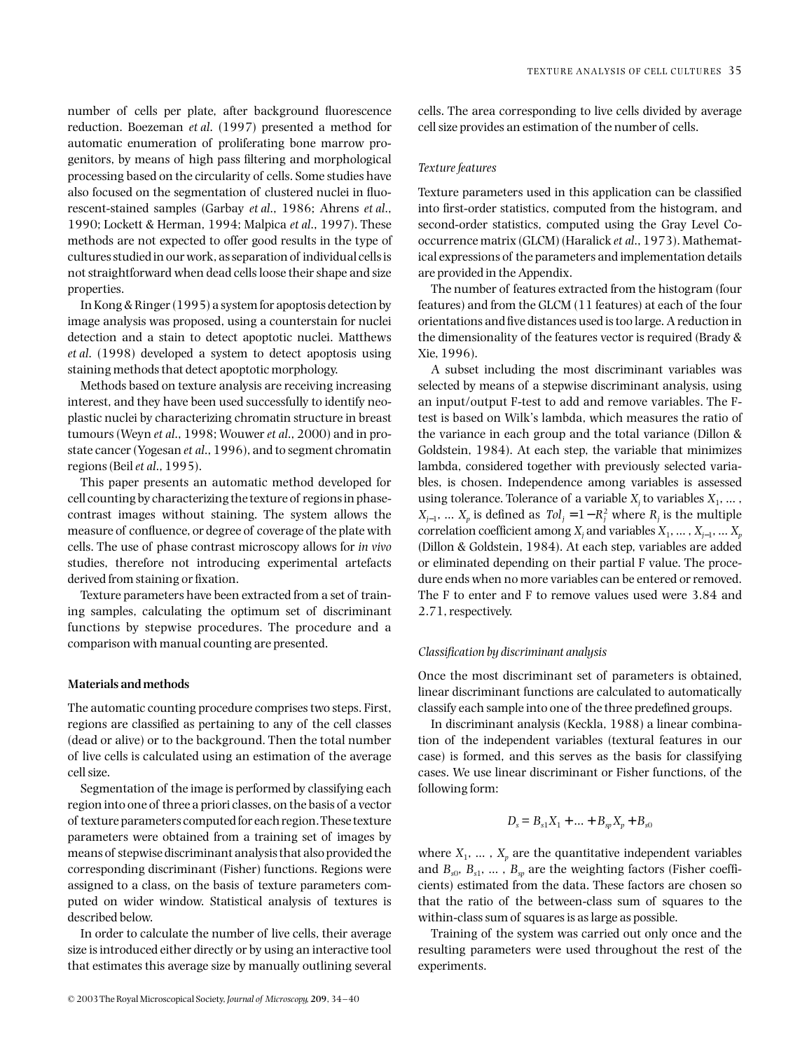number of cells per plate, after background fluorescence reduction. Boezeman *et al*. (1997) presented a method for automatic enumeration of proliferating bone marrow progenitors, by means of high pass filtering and morphological processing based on the circularity of cells. Some studies have also focused on the segmentation of clustered nuclei in fluorescent-stained samples (Garbay *et al*., 1986; Ahrens *et al*., 1990; Lockett & Herman, 1994; Malpica *et al*., 1997). These methods are not expected to offer good results in the type of cultures studied in our work, as separation of individual cells is not straightforward when dead cells loose their shape and size properties.

In Kong & Ringer (1995) a system for apoptosis detection by image analysis was proposed, using a counterstain for nuclei detection and a stain to detect apoptotic nuclei. Matthews *et al*. (1998) developed a system to detect apoptosis using staining methods that detect apoptotic morphology.

Methods based on texture analysis are receiving increasing interest, and they have been used successfully to identify neoplastic nuclei by characterizing chromatin structure in breast tumours (Weyn *et al*., 1998; Wouwer *et al*., 2000) and in prostate cancer (Yogesan *et al*., 1996), and to segment chromatin regions (Beil *et al*., 1995).

This paper presents an automatic method developed for cell counting by characterizing the texture of regions in phase-contrast images without staining. The system allows the measure of confluence, or degree of coverage of the plate with cells. The use of phase contrast microscopy allows for *in vivo* studies, therefore not introducing experimental artefacts derived from staining or fixation.

Texture parameters have been extracted from a set of training samples, calculating the optimum set of discriminant functions by stepwise procedures. The procedure and a comparison with manual counting are presented.

## Materials and methods

The automatic counting procedure comprises two steps. First, regions are classified as pertaining to any of the cell classes (dead or alive) or to the background. Then the total number of live cells is calculated using an estimation of the average cell size.

Segmentation of the image is performed by classifying each region into one of three a priori classes, on the basis of a vector of texture parameters computed for each region. These texture parameters were obtained from a training set of images by means of stepwise discriminant analysis that also provided the corresponding discriminant (Fisher) functions. Regions were assigned to a class, on the basis of texture parameters computed on wider window. Statistical analysis of textures is described below.

In order to calculate the number of live cells, their average size is introduced either directly or by using an interactive tool that estimates this average size by manually outlining several cells. The area corresponding to live cells divided by average cell size provides an estimation of the number of cells.

### *Texture features*

Texture parameters used in this application can be classified into first-order statistics, computed from the histogram, and second-order statistics, computed using the Gray Level Co-occurrence matrix (GLCM) (Haralick *et al*., 1973). Mathematical expressions of the parameters and implementation details are provided in the Appendix.

The number of features extracted from the histogram (four features) and from the GLCM (11 features) at each of the four orientations and five distances used is too large. A reduction in the dimensionality of the features vector is required (Brady & Xie, 1996).

A subset including the most discriminant variables was selected by means of a stepwise discriminant analysis, using an input/output F-test to add and remove variables. The F-test is based on Wilk's lambda, which measures the ratio of the variance in each group and the total variance (Dillon & Goldstein, 1984). At each step, the variable that minimizes lambda, considered together with previously selected variables, is chosen. Independence among variables is assessed using tolerance. Tolerance of a variable $X_j$ to variables $X_1, \ldots, X_{j-1}, \ldots X_p$ is defined as $Tol_j = 1 - R_j^2$ where $R_j$ is the multiple correlation coefficient among $X_j$ and variables $X_1, \ldots, X_{j-1}, \ldots X_p$ (Dillon & Goldstein, 1984). At each step, variables are added or eliminated depending on their partial F value. The procedure ends when no more variables can be entered or removed. The F to enter and F to remove values used were 3.84 and 2.71, respectively.

### *Classification by discriminant analysis*

Once the most discriminant set of parameters is obtained, linear discriminant functions are calculated to automatically classify each sample into one of the three predefined groups.

In discriminant analysis (Keckla, 1988) a linear combination of the independent variables (textural features in our case) is formed, and this serves as the basis for classifying cases. We use linear discriminant or Fisher functions, of the following form:

$$D_s = B_{s1}X_1 + \ldots + B_{sp}X_p + B_{s0}$$

where $X_1, \ldots, X_p$ are the quantitative independent variables and $B_{s0}, B_{s1}, \ldots, B_{sp}$ are the weighting factors (Fisher coefficients) estimated from the data. These factors are chosen so that the ratio of the between-class sum of squares to the within-class sum of squares is as large as possible.

Training of the system was carried out only once and the resulting parameters were used throughout the rest of the experiments.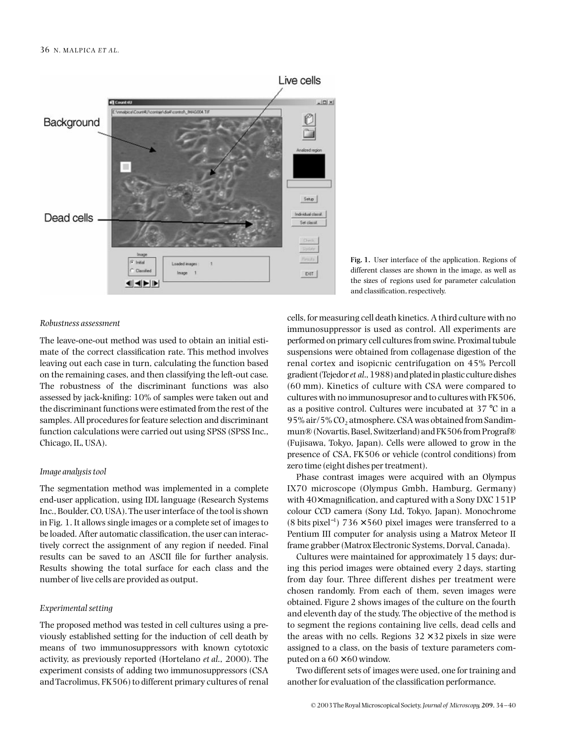Fig. 1. User interface of the application. Regions of different classes are shown in the image, as well as the sizes of regions used for parameter calculation and classification, respectively.

*Robustness assessment*

The leave-one-out method was used to obtain an initial estimate of the correct classification rate. This method involves leaving out each case in turn, calculating the function based on the remaining cases, and then classifying the left-out case. The robustness of the discriminant functions was also assessed by jack-knifing: 10% of samples were taken out and the discriminant functions were estimated from the rest of the samples. All procedures for feature selection and discriminant function calculations were carried out using SPSS (SPSS Inc., Chicago, IL, USA).

*Image analysis tool*

The segmentation method was implemented in a complete end-user application, using IDL language (Research Systems Inc., Boulder, CO, USA). The user interface of the tool is shown in Fig. 1. It allows single images or a complete set of images to be loaded. After automatic classification, the user can interactively correct the assignment of any region if needed. Final results can be saved to an ASCII file for further analysis. Results showing the total surface for each class and the number of live cells are provided as output.

*Experimental setting*

The proposed method was tested in cell cultures using a previously established setting for the induction of cell death by means of two immunosuppressors with known cytotoxic activity, as previously reported (Hortelano *et al.*, 2000). The experiment consists of adding two immunosuppressors (CSA and Tacrolimus, FK506) to different primary cultures of renal cells, for measuring cell death kinetics. A third culture with no immunosuppressor is used as control. All experiments are performed on primary cell cultures from swine. Proximal tubule suspensions were obtained from collagenase digestion of the renal cortex and isopicnic centrifugation on 45% Percoll gradient (Tejedor *et al.*, 1988) and plated in plastic culture dishes (60 mm). Kinetics of culture with CSA were compared to cultures with no immunosupresor and to cultures with FK506, as a positive control. Cultures were incubated at 37 °C in a 95% air/5% $CO_2$ atmosphere. CSA was obtained from Sandimmun® (Novartis, Basel, Switzerland) and FK506 from Prograf® (Fujisawa, Tokyo, Japan). Cells were allowed to grow in the presence of CSA, FK506 or vehicle (control conditions) from zero time (eight dishes per treatment).

Phase contrast images were acquired with an Olympus IX70 microscope (Olympus Gmbh, Hamburg, Germany) with 40× magnification, and captured with a Sony DXC 151P colour CCD camera (Sony Ltd, Tokyo, Japan). Monochrome (8 bits pixel$^{-1}$) $736 \times 560$ pixel images were transferred to a Pentium III computer for analysis using a Matrox Meteor II frame grabber (Matrox Electronic Systems, Dorval, Canada).

Cultures were maintained for approximately 15 days; during this period images were obtained every 2 days, starting from day four. Three different dishes per treatment were chosen randomly. From each of them, seven images were obtained. Figure 2 shows images of the culture on the fourth and eleventh day of the study. The objective of the method is to segment the regions containing live cells, dead cells and the areas with no cells. Regions $32 \times 32$ pixels in size were assigned to a class, on the basis of texture parameters computed on a $60 \times 60$ window.

Two different sets of images were used, one for training and another for evaluation of the classification performance.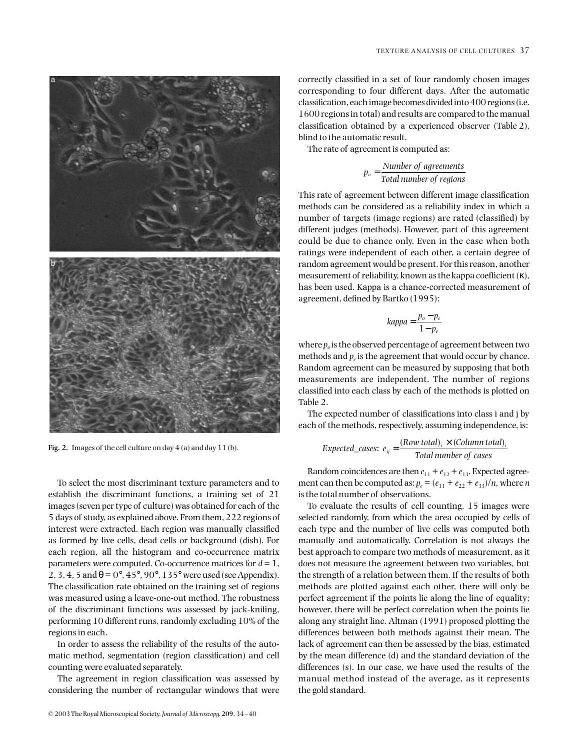Fig. 2. Images of the cell culture on day 4 (a) and day 11 (b).

To select the most discriminant texture parameters and to establish the discriminant functions, a training set of 21 images (seven per type of culture) was obtained for each of the 5 days of study, as explained above. From them, 222 regions of interest were extracted. Each region was manually classified as formed by live cells, dead cells or background (dish). For each region, all the histogram and co-occurrence matrix parameters were computed. Co-occurrence matrices for $d = 1, 2, 3, 4, 5$ and $\theta = 0°, 45°, 90°, 135°$ were used (see Appendix). The classification rate obtained on the training set of regions was measured using a leave-one-out method. The robustness of the discriminant functions was assessed by jack-knifing, performing 10 different runs, randomly excluding 10% of the regions in each.

In order to assess the reliability of the results of the automatic method, segmentation (region classification) and cell counting were evaluated separately.

The agreement in region classification was assessed by considering the number of rectangular windows that were correctly classified in a set of four randomly chosen images corresponding to four different days. After the automatic classification, each image becomes divided into 400 regions (i.e. 1600 regions in total) and results are compared to the manual classification obtained by a experienced observer (Table 2), blind to the automatic result.

The rate of agreement is computed as:

$$p_o = \frac{\textit{Number of agreements}}{\textit{Total number of regions}}$$

This rate of agreement between different image classification methods can be considered as a reliability index in which a number of targets (image regions) are rated (classified) by different judges (methods). However, part of this agreement could be due to chance only. Even in the case when both ratings were independent of each other, a certain degree of random agreement would be present. For this reason, another measurement of reliability, known as the kappa coefficient ($\kappa$), has been used. Kappa is a chance-corrected measurement of agreement, defined by Bartko (1995):

$$kappa = \frac{p_o - p_e}{1 - p_e}$$

where $p_o$ is the observed percentage of agreement between two methods and $p_e$ is the agreement that would occur by chance. Random agreement can be measured by supposing that both measurements are independent. The number of regions classified into each class by each of the methods is plotted on Table 2.

The expected number of classifications into class i and j by each of the methods, respectively, assuming independence, is:

$$\textit{Expected\_cases}: \ e_{ij} = \frac{(\textit{Row total})_i \times (\textit{Column total})_i}{\textit{Total number of cases}}$$

Random coincidences are then $e_{11} + e_{12} + e_{13}$. Expected agreement can then be computed as: $p_e = (e_{11} + e_{22} + e_{33})/n$, where $n$ is the total number of observations.

To evaluate the results of cell counting, 15 images were selected randomly, from which the area occupied by cells of each type and the number of live cells was computed both manually and automatically. Correlation is not always the best approach to compare two methods of measurement, as it does not measure the agreement between two variables, but the strength of a relation between them. If the results of both methods are plotted against each other, there will only be perfect agreement if the points lie along the line of equality; however, there will be perfect correlation when the points lie along any straight line. Altman (1991) proposed plotting the differences between both methods against their mean. The lack of agreement can then be assessed by the bias, estimated by the mean difference (d) and the standard deviation of the differences (s). In our case, we have used the results of the manual method instead of the average, as it represents the gold standard.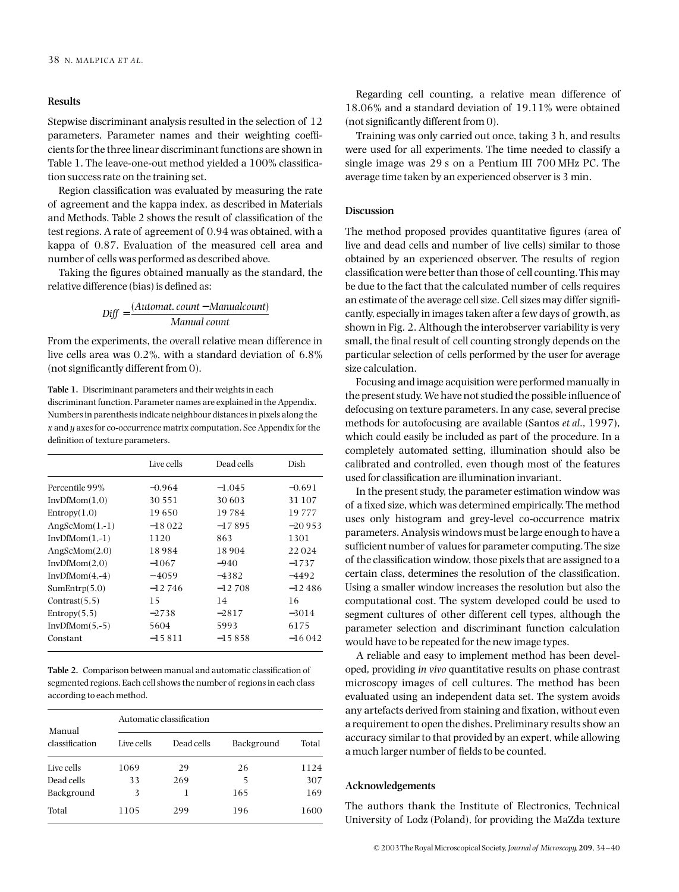## Results

Stepwise discriminant analysis resulted in the selection of 12 parameters. Parameter names and their weighting coefficients for the three linear discriminant functions are shown in Table 1. The leave-one-out method yielded a 100% classification success rate on the training set.

Region classification was evaluated by measuring the rate of agreement and the kappa index, as described in Materials and Methods. Table 2 shows the result of classification of the test regions. A rate of agreement of 0.94 was obtained, with a kappa of 0.87. Evaluation of the measured cell area and number of cells was performed as described above.

Taking the figures obtained manually as the standard, the relative difference (bias) is defined as:

$$Diff = \frac{(Automat.\ count - Manual count)}{Manual\ count}$$

From the experiments, the overall relative mean difference in live cells area was 0.2%, with a standard deviation of 6.8% (not significantly different from 0).

**Table 1.** Discriminant parameters and their weights in each discriminant function. Parameter names are explained in the Appendix. Numbers in parenthesis indicate neighbour distances in pixels along the *x* and *y* axes for co-occurrence matrix computation. See Appendix for the definition of texture parameters.

| | Live cells | Dead cells | Dish |
|---|---|---|---|
| Percentile 99% | −0.964 | −1.045 | −0.691 |
| InvDfMom(1,0) | 30 551 | 30 603 | 31 107 |
| Entropy(1,0) | 19 650 | 19 784 | 19 777 |
| AngScMom(1,-1) | −18 022 | −17 895 | −20 953 |
| InvDfMom(1,-1) | 1120 | 863 | 1301 |
| AngScMom(2,0) | 18 984 | 18 904 | 22 024 |
| InvDfMom(2,0) | −1067 | −940 | −1737 |
| InvDfMom(4,-4) | −4059 | −4382 | −4492 |
| SumEntrp(5,0) | −12 746 | −12 708 | −12 486 |
| Contrast(5,5) | 15 | 14 | 16 |
| Entropy(5,5) | −2738 | −2817 | −3014 |
| InvDfMom(5,-5) | 5604 | 5993 | 6175 |
| Constant | −15 811 | −15 858 | −16 042 |

**Table 2.** Comparison between manual and automatic classification of segmented regions. Each cell shows the number of regions in each class according to each method.

| Manual classification | Automatic classification | | | |
|---|---|---|---|---|
| | Live cells | Dead cells | Background | Total |
| Live cells | 1069 | 29 | 26 | 1124 |
| Dead cells | 33 | 269 | 5 | 307 |
| Background | 3 | 1 | 165 | 169 |
| Total | 1105 | 299 | 196 | 1600 |

Regarding cell counting, a relative mean difference of 18.06% and a standard deviation of 19.11% were obtained (not significantly different from 0).

Training was only carried out once, taking 3 h, and results were used for all experiments. The time needed to classify a single image was 29 s on a Pentium III 700 MHz PC. The average time taken by an experienced observer is 3 min.

## Discussion

The method proposed provides quantitative figures (area of live and dead cells and number of live cells) similar to those obtained by an experienced observer. The results of region classification were better than those of cell counting. This may be due to the fact that the calculated number of cells requires an estimate of the average cell size. Cell sizes may differ significantly, especially in images taken after a few days of growth, as shown in Fig. 2. Although the interobserver variability is very small, the final result of cell counting strongly depends on the particular selection of cells performed by the user for average size calculation.

Focusing and image acquisition were performed manually in the present study. We have not studied the possible influence of defocusing on texture parameters. In any case, several precise methods for autofocusing are available (Santos *et al*., 1997), which could easily be included as part of the procedure. In a completely automated setting, illumination should also be calibrated and controlled, even though most of the features used for classification are illumination invariant.

In the present study, the parameter estimation window was of a fixed size, which was determined empirically. The method uses only histogram and grey-level co-occurrence matrix parameters. Analysis windows must be large enough to have a sufficient number of values for parameter computing. The size of the classification window, those pixels that are assigned to a certain class, determines the resolution of the classification. Using a smaller window increases the resolution but also the computational cost. The system developed could be used to segment cultures of other different cell types, although the parameter selection and discriminant function calculation would have to be repeated for the new image types.

A reliable and easy to implement method has been developed, providing *in vivo* quantitative results on phase contrast microscopy images of cell cultures. The method has been evaluated using an independent data set. The system avoids any artefacts derived from staining and fixation, without even a requirement to open the dishes. Preliminary results show an accuracy similar to that provided by an expert, while allowing a much larger number of fields to be counted.

## Acknowledgements

The authors thank the Institute of Electronics, Technical University of Lodz (Poland), for providing the MaZda texture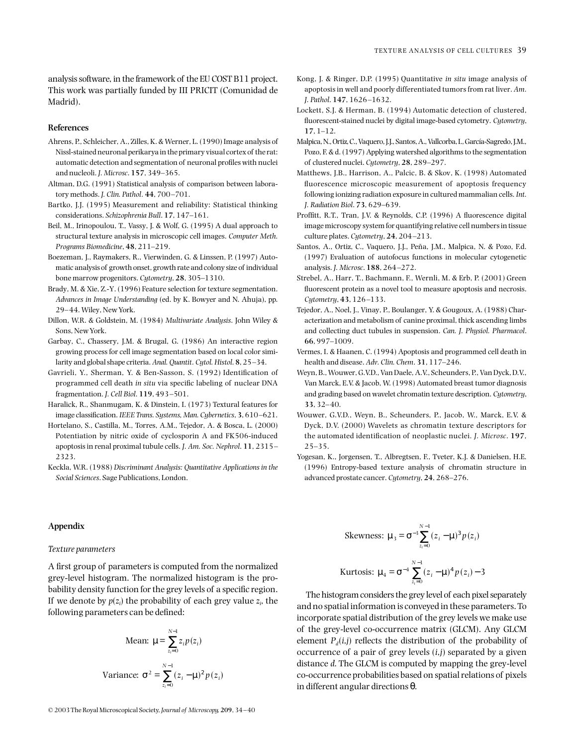analysis software, in the framework of the EU COST B11 project. This work was partially funded by III PRICIT (Comunidad de Madrid).

## References

Ahrens, P., Schleicher, A., Zilles, K. & Werner, L. (1990) Image analysis of Nissl-stained neuronal perikarya in the primary visual cortex of the rat: automatic detection and segmentation of neuronal profiles with nuclei and nucleoli. *J. Microsc.* **157**, 349–365.

Altman, D.G. (1991) Statistical analysis of comparison between laboratory methods. *J. Clin. Pathol.* **44**, 700–701.

Bartko, J.J. (1995) Measurement and reliability: Statistical thinking considerations. *Schizophrenia Bull.* **17**, 147–161.

Beil, M., Irinopoulou, T., Vassy, J. & Wolf, G. (1995) A dual approach to structural texture analysis in microscopic cell images. *Computer Meth. Programs Biomedicine*, **48**, 211–219.

Boezeman, J., Raymakers, R., Vierwinden, G. & Linssen, P. (1997) Automatic analysis of growth onset, growth rate and colony size of individual bone marrow progenitors. *Cytometry*, **28**, 305–1310.

Brady, M. & Xie, Z.-Y. (1996) Feature selection for texture segmentation. *Advances in Image Understanding* (ed. by K. Bowyer and N. Ahuja), pp. 29–44. Wiley, New York.

Dillon, W.R. & Goldstein, M. (1984) *Multivariate Analysis*. John Wiley & Sons, New York.

Garbay, C., Chassery, J.M. & Brugal, G. (1986) An interactive region growing process for cell image segmentation based on local color similarity and global shape criteria. *Anal. Quantit. Cytol. Histol.* **8**, 25–34.

Gavrieli, Y., Sherman, Y. & Ben-Sasson, S. (1992) Identification of programmed cell death *in situ* via specific labeling of nuclear DNA fragmentation. *J. Cell Biol.* **119**, 493–501.

Haralick, R., Shanmugam, K. & Dinstein, I. (1973) Textural features for image classification. *IEEE Trans. Systems, Man. Cybernetics*, **3**, 610–621.

Hortelano, S., Castilla, M., Torres, A.M., Tejedor, A. & Bosca, L. (2000) Potentiation by nitric oxide of cyclosporin A and FK506-induced apoptosis in renal proximal tubule cells. *J. Am. Soc. Nephrol.* **11**, 2315–2323.

Keckla, W.R. (1988) *Discriminant Analysis: Quantitative Applications in the Social Sciences*. Sage Publications, London.

Kong, J. & Ringer, D.P. (1995) Quantitative *in situ* image analysis of apoptosis in well and poorly differentiated tumors from rat liver. *Am. J. Pathol.* **147**, 1626–1632.

Lockett, S.J. & Herman, B. (1994) Automatic detection of clustered, fluorescent-stained nuclei by digital image-based cytometry. *Cytometry*, **17**, 1–12.

Malpica, N., Ortiz, C., Vaquero, J.J., Santos, A., Vallcorba, I., García-Sagredo, J.M., Pozo, F. & d. (1997) Applying watershed algorithms to the segmentation of clustered nuclei. *Cytometry*, **28**, 289–297.

Matthews, J.B., Harrison, A., Palcic, B. & Skov, K. (1998) Automated fluorescence microscopic measurement of apoptosis frequency following ionizing radiation exposure in cultured mammalian cells. *Int. J. Radiation Biol.* **73**, 629–639.

Proffitt, R.T., Tran, J.V. & Reynolds, C.P. (1996) A fluorescence digital image microscopy system for quantifying relative cell numbers in tissue culture plates. *Cytometry*, **24**, 204–213.

Santos, A., Ortiz, C., Vaquero, J.J., Peña, J.M., Malpica, N. & Pozo, F.d. (1997) Evaluation of autofocus functions in molecular cytogenetic analysis. *J. Microsc.* **188**, 264–272.

Strebel, A., Harr, T., Bachmann, F., Wernli, M. & Erb, P. (2001) Green fluorescent protein as a novel tool to measure apoptosis and necrosis. *Cytometry*, **43**, 126–133.

Tejedor, A., Noel, J., Vinay, P., Boulanger, Y. & Gougoux, A. (1988) Characterization and metabolism of canine proximal, thick ascending limbs and collecting duct tubules in suspension. *Can. J. Physiol. Pharmacol.* **66**, 997–1009.

Vermes, I. & Haanen, C. (1994) Apoptosis and programmed cell death in health and disease. *Adv. Clin. Chem.* **31**, 117–246.

Weyn, B., Wouwer, G.V.D., Van Daele, A.V., Scheunders, P., Van Dyck, D.V., Van Marck, E.V. & Jacob, W. (1998) Automated breast tumor diagnosis and grading based on wavelet chromatin texture description. *Cytometry*, **33**, 32–40.

Wouwer, G.V.D., Weyn, B., Scheunders, P., Jacob, W., Marck, E.V. & Dyck, D.V. (2000) Wavelets as chromatin texture descriptors for the automated identification of neoplastic nuclei. *J. Microsc.* **197**, 25–35.

Yogesan, K., Jorgensen, T., Albregtsen, F., Tveter, K.J. & Danielsen, H.E. (1996) Entropy-based texture analysis of chromatin structure in advanced prostate cancer. *Cytometry*, **24**, 268–276.

## Appendix

### *Texture parameters*

A first group of parameters is computed from the normalized grey-level histogram. The normalized histogram is the probability density function for the grey levels of a specific region. If we denote by $p(z_i)$ the probability of each grey value $z_i$, the following parameters can be defined:

$$\text{Mean: } \mu = \sum_{z_i=0}^{N-1} z_i p(z_i)$$

$$\text{Variance: } \sigma^2 = \sum_{z_i=0}^{N-1} (z_i - \mu)^2 p(z_i)$$

$$\text{Skewness: } \mu_3 = \sigma^{-3} \sum_{z_i=0}^{N-1} (z_i - \mu)^3 p(z_i)$$

$$\text{Kurtosis: } \mu_4 = \sigma^{-4} \sum_{z_i=0}^{N-1} (z_i - \mu)^4 p(z_i) - 3$$

The histogram considers the grey level of each pixel separately and no spatial information is conveyed in these parameters. To incorporate spatial distribution of the grey levels we make use of the grey-level co-occurrence matrix (GLCM). Any GLCM element $P_d(i,j)$ reflects the distribution of the probability of occurrence of a pair of grey levels $(i,j)$ separated by a given distance $d$. The GLCM is computed by mapping the grey-level co-occurrence probabilities based on spatial relations of pixels in different angular directions $\theta$.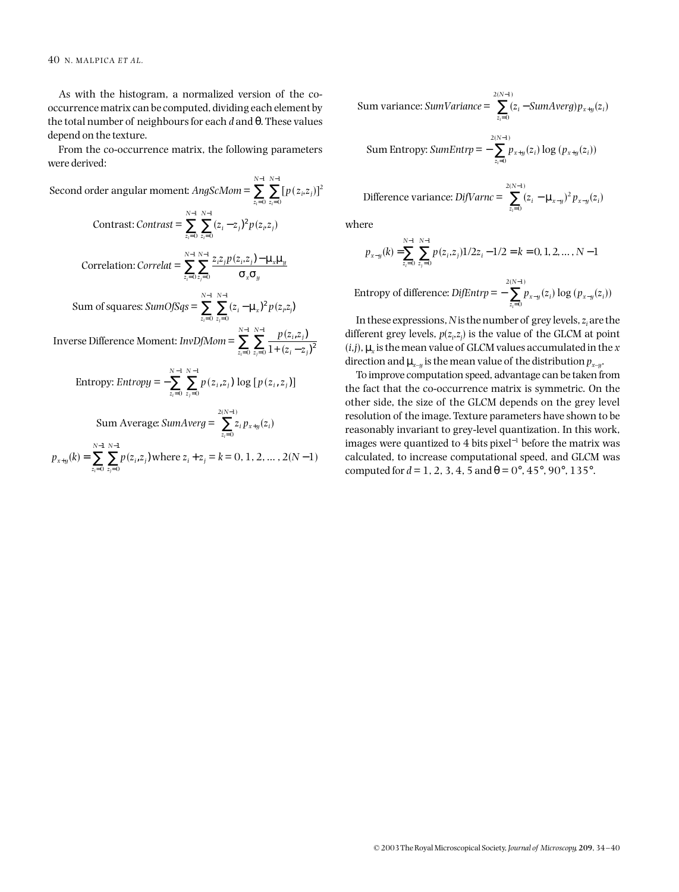As with the histogram, a normalized version of the co-occurrence matrix can be computed, dividing each element by the total number of neighbours for each $d$ and $\theta$. These values depend on the texture.

From the co-occurrence matrix, the following parameters were derived:

Second order angular moment: $$AngScMom = \sum_{z_i=0}^{N-1}\sum_{z_i=0}^{N-1}[p(z_i,z_j)]^2$$

Contrast: $$Contrast = \sum_{z_i=0}^{N-1}\sum_{z_i=0}^{N-1}(z_i - z_j)^2 p(z_i,z_j)$$

Correlation: $$Correlat = \sum_{z_i=0}^{N-1}\sum_{z_j=0}^{N-1}\frac{z_i z_j p(z_i,z_j) - \mu_x\mu_y}{\sigma_x\sigma_y}$$

Sum of squares: $$SumOfSqs = \sum_{z_i=0}^{N-1}\sum_{z_j=0}^{N-1}(z_i - \mu_x)^2 p(z_i,z_j)$$

Inverse Difference Moment: $$InvDfMom = \sum_{z_i=0}^{N-1}\sum_{z_j=0}^{N-1}\frac{p(z_i,z_j)}{1+(z_i - z_j)^2}$$

Entropy: $$Entropy = -\sum_{z_i=0}^{N-1}\sum_{z_j=0}^{N-1}p(z_i,z_j)\log[p(z_i,z_j)]$$

Sum Average: $$SumAverg = \sum_{z_i=0}^{2(N-1)} z_i\, p_{x+y}(z_i)$$

$$p_{x+y}(k) = \sum_{z_i=0}^{N-1}\sum_{z_j=0}^{N-1}p(z_i,z_j) \text{ where } z_i + z_j = k = 0, 1, 2, \ldots, 2(N-1)$$

Sum variance: $$SumVariance = \sum_{z_i=0}^{2(N-1)}(z_i - SumAverg)p_{x+y}(z_i)$$

Sum Entropy: $$SumEntrp = -\sum_{z_i=0}^{2(N-1)}p_{x+y}(z_i)\log(p_{x+y}(z_i))$$

Difference variance: $$DifVarnc = \sum_{z_i=0}^{2(N-1)}(z_i - \mu_{x-y})^2 p_{x-y}(z_i)$$

where

$$p_{x-y}(k) = \sum_{z_i=0}^{N-1}\sum_{z_j=0}^{N-1}p(z_i,z_j)1/2z_i - 1/2 = k = 0, 1, 2, \ldots, N-1$$

Entropy of difference: $$DifEntrp = -\sum_{z_i=0}^{2(N-1)}p_{x-y}(z_i)\log(p_{x-y}(z_i))$$

In these expressions, $N$ is the number of grey levels, $z_i$ are the different grey levels, $p(z_i,z_j)$ is the value of the GLCM at point $(i,j)$, $\mu_x$ is the mean value of GLCM values accumulated in the $x$ direction and $\mu_{x-y}$ is the mean value of the distribution $p_{x-y}$.

To improve computation speed, advantage can be taken from the fact that the co-occurrence matrix is symmetric. On the other side, the size of the GLCM depends on the grey level resolution of the image. Texture parameters have shown to be reasonably invariant to grey-level quantization. In this work, images were quantized to 4 bits pixel$^{-1}$ before the matrix was calculated, to increase computational speed, and GLCM was computed for $d = 1, 2, 3, 4, 5$ and $\theta = 0°, 45°, 90°, 135°$.